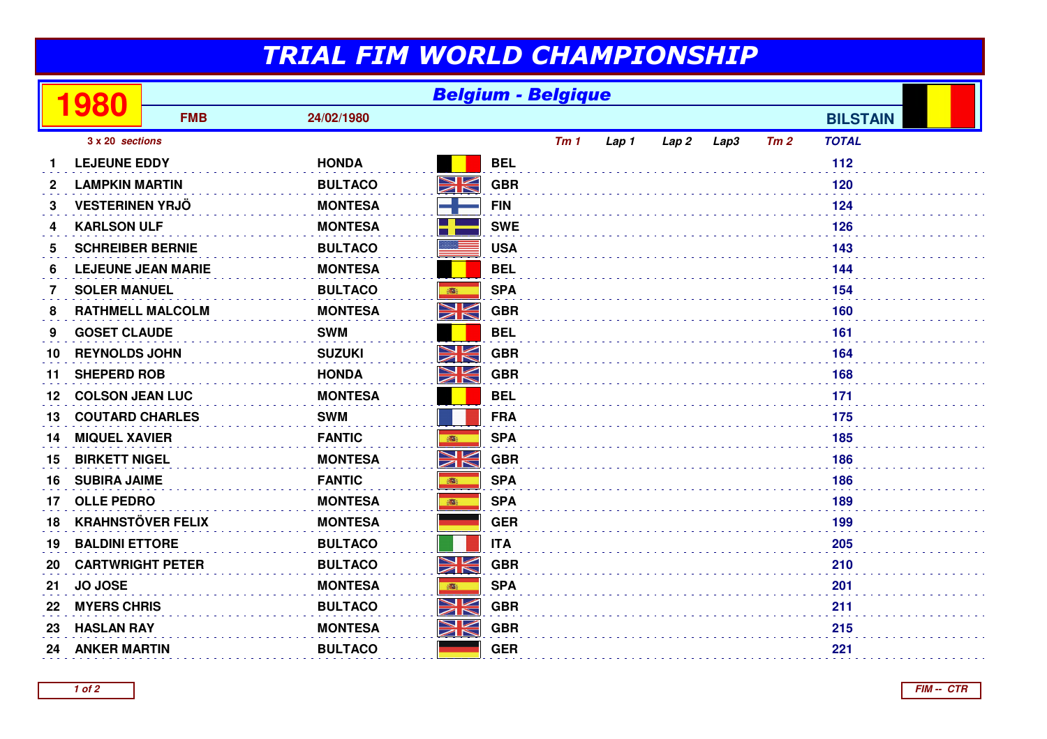# TRIAL FIM WORLD CHAMPIONSHIP

## 1980 — Belgium - Belgique

**FMB** — 24/02/1980 — **BILSTAIN**

*3 x 20 sections*

| | | | | Tm 1 | Lap 1 | Lap 2 | Lap3 | Tm 2 | TOTAL |
|---|---|---|---|---|---|---|---|---|---|
| 1 | LEJEUNE EDDY | HONDA | BEL | | | | | | 112 |
| 2 | LAMPKIN MARTIN | BULTACO | GBR | | | | | | 120 |
| 3 | VESTERINEN YRJÖ | MONTESA | FIN | | | | | | 124 |
| 4 | KARLSON ULF | MONTESA | SWE | | | | | | 126 |
| 5 | SCHREIBER BERNIE | BULTACO | USA | | | | | | 143 |
| 6 | LEJEUNE JEAN MARIE | MONTESA | BEL | | | | | | 144 |
| 7 | SOLER MANUEL | BULTACO | SPA | | | | | | 154 |
| 8 | RATHMELL MALCOLM | MONTESA | GBR | | | | | | 160 |
| 9 | GOSET CLAUDE | SWM | BEL | | | | | | 161 |
| 10 | REYNOLDS JOHN | SUZUKI | GBR | | | | | | 164 |
| 11 | SHEPERD ROB | HONDA | GBR | | | | | | 168 |
| 12 | COLSON JEAN LUC | MONTESA | BEL | | | | | | 171 |
| 13 | COUTARD CHARLES | SWM | FRA | | | | | | 175 |
| 14 | MIQUEL XAVIER | FANTIC | SPA | | | | | | 185 |
| 15 | BIRKETT NIGEL | MONTESA | GBR | | | | | | 186 |
| 16 | SUBIRA JAIME | FANTIC | SPA | | | | | | 186 |
| 17 | OLLE PEDRO | MONTESA | SPA | | | | | | 189 |
| 18 | KRAHNSTÖVER FELIX | MONTESA | GER | | | | | | 199 |
| 19 | BALDINI ETTORE | BULTACO | ITA | | | | | | 205 |
| 20 | CARTWRIGHT PETER | BULTACO | GBR | | | | | | 210 |
| 21 | JO JOSE | MONTESA | SPA | | | | | | 201 |
| 22 | MYERS CHRIS | BULTACO | GBR | | | | | | 211 |
| 23 | HASLAN RAY | MONTESA | GBR | | | | | | 215 |
| 24 | ANKER MARTIN | BULTACO | GER | | | | | | 221 |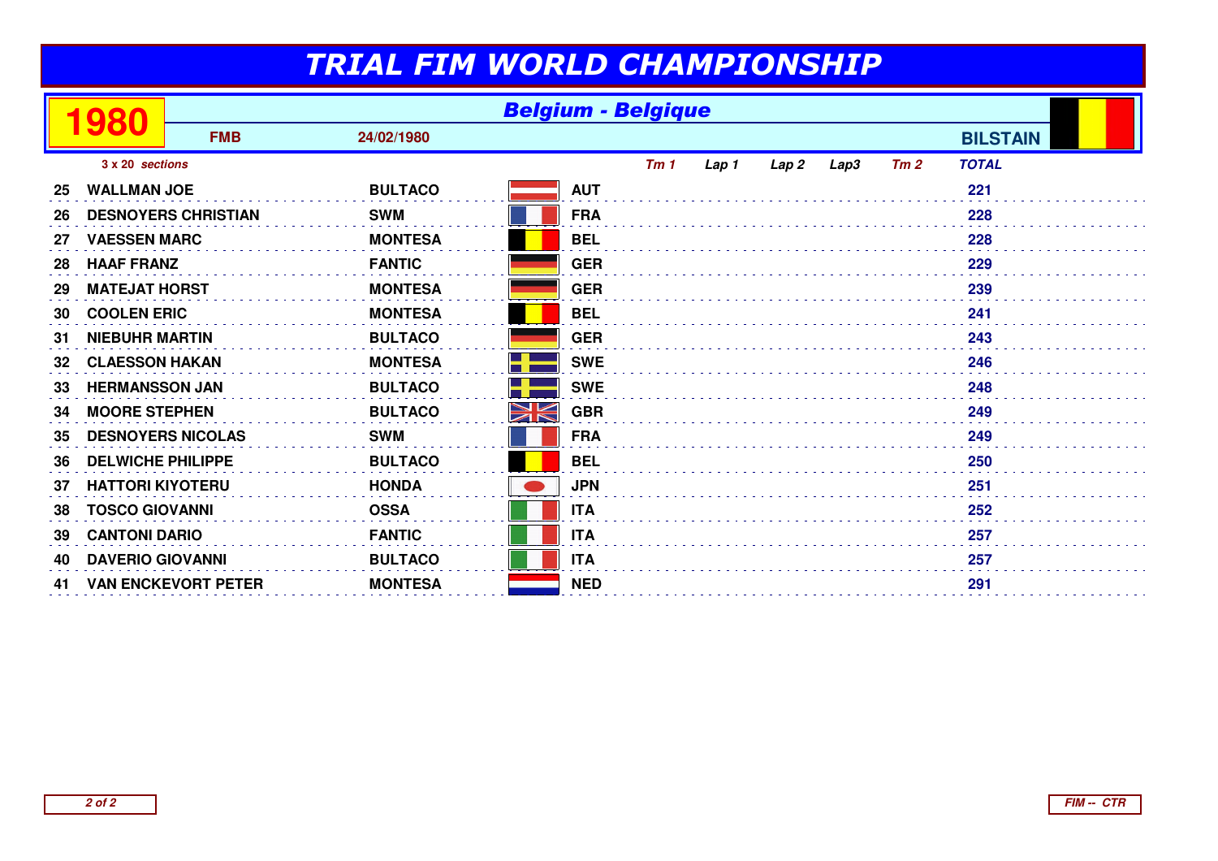# TRIAL FIM WORLD CHAMPIONSHIP

## 1980 — Belgium - Belgique

FMB — 24/02/1980 — BILSTAIN

*3 x 20 sections*

| | | | | Tm 1 | Lap 1 | Lap 2 | Lap3 | Tm 2 | TOTAL |
|---|---|---|---|---|---|---|---|---|---|
| 25 | WALLMAN JOE | BULTACO | AUT | | | | | | 221 |
| 26 | DESNOYERS CHRISTIAN | SWM | FRA | | | | | | 228 |
| 27 | VAESSEN MARC | MONTESA | BEL | | | | | | 228 |
| 28 | HAAF FRANZ | FANTIC | GER | | | | | | 229 |
| 29 | MATEJAT HORST | MONTESA | GER | | | | | | 239 |
| 30 | COOLEN ERIC | MONTESA | BEL | | | | | | 241 |
| 31 | NIEBUHR MARTIN | BULTACO | GER | | | | | | 243 |
| 32 | CLAESSON HAKAN | MONTESA | SWE | | | | | | 246 |
| 33 | HERMANSSON JAN | BULTACO | SWE | | | | | | 248 |
| 34 | MOORE STEPHEN | BULTACO | GBR | | | | | | 249 |
| 35 | DESNOYERS NICOLAS | SWM | FRA | | | | | | 249 |
| 36 | DELWICHE PHILIPPE | BULTACO | BEL | | | | | | 250 |
| 37 | HATTORI KIYOTERU | HONDA | JPN | | | | | | 251 |
| 38 | TOSCO GIOVANNI | OSSA | ITA | | | | | | 252 |
| 39 | CANTONI DARIO | FANTIC | ITA | | | | | | 257 |
| 40 | DAVERIO GIOVANNI | BULTACO | ITA | | | | | | 257 |
| 41 | VAN ENCKEVORT PETER | MONTESA | NED | | | | | | 291 |

*FIM -- CTR*